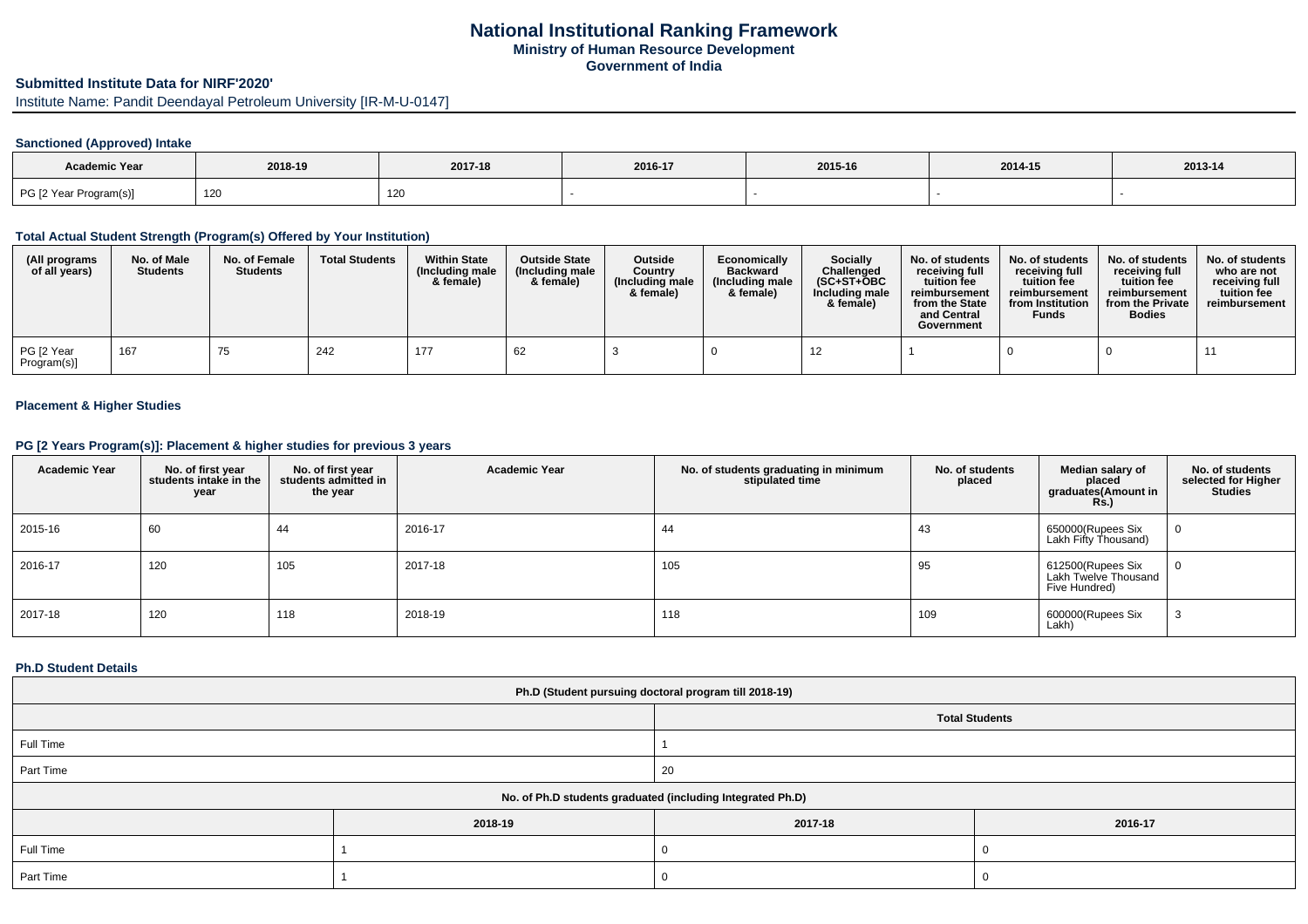# National Institutional Ranking Framework
**Ministry of Human Resource Development**
**Government of India**

## Submitted Institute Data for NIRF'2020'

Institute Name: Pandit Deendayal Petroleum University [IR-M-U-0147]

### Sanctioned (Approved) Intake

| Academic Year | 2018-19 | 2017-18 | 2016-17 | 2015-16 | 2014-15 | 2013-14 |
|---|---|---|---|---|---|---|
| PG [2 Year Program(s)] | 120 | 120 | - | - | - | - |

### Total Actual Student Strength (Program(s) Offered by Your Institution)

| (All programs of all years) | No. of Male Students | No. of Female Students | Total Students | Within State (Including male & female) | Outside State (Including male & female) | Outside Country (Including male & female) | Economically Backward (Including male & female) | Socially Challenged (SC+ST+OBC Including male & female) | No. of students receiving full tuition fee reimbursement from the State and Central Government | No. of students receiving full tuition fee reimbursement from Institution Funds | No. of students receiving full tuition fee reimbursement from the Private Bodies | No. of students who are not receiving full tuition fee reimbursement |
|---|---|---|---|---|---|---|---|---|---|---|---|---|
| PG [2 Year Program(s)] | 167 | 75 | 242 | 177 | 62 | 3 | 0 | 12 | 1 | 0 | 0 | 11 |

### Placement & Higher Studies

### PG [2 Years Program(s)]: Placement & higher studies for previous 3 years

| Academic Year | No. of first year students intake in the year | No. of first year students admitted in the year | Academic Year | No. of students graduating in minimum stipulated time | No. of students placed | Median salary of placed graduates(Amount in Rs.) | No. of students selected for Higher Studies |
|---|---|---|---|---|---|---|---|
| 2015-16 | 60 | 44 | 2016-17 | 44 | 43 | 650000(Rupees Six Lakh Fifty Thousand) | 0 |
| 2016-17 | 120 | 105 | 2017-18 | 105 | 95 | 612500(Rupees Six Lakh Twelve Thousand Five Hundred) | 0 |
| 2017-18 | 120 | 118 | 2018-19 | 118 | 109 | 600000(Rupees Six Lakh) | 3 |

### Ph.D Student Details

| Ph.D (Student pursuing doctoral program till 2018-19) | |
|---|---|
| | **Total Students** |
| Full Time | 1 |
| Part Time | 20 |

| No. of Ph.D students graduated (including Integrated Ph.D) | | | |
|---|---|---|---|
| | 2018-19 | 2017-18 | 2016-17 |
| Full Time | 1 | 0 | 0 |
| Part Time | 1 | 0 | 0 |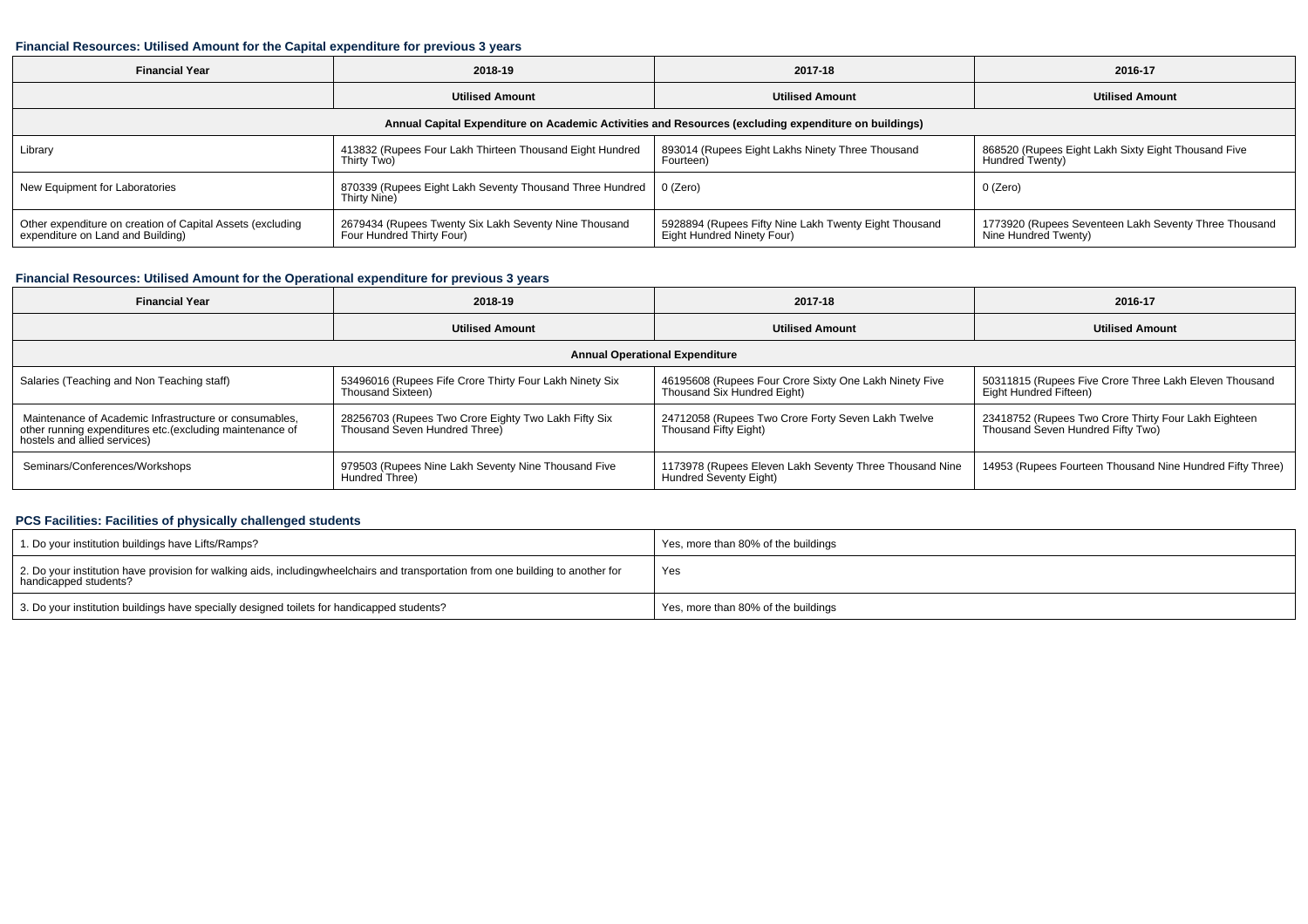#### Financial Resources: Utilised Amount for the Capital expenditure for previous 3 years

| Financial Year | 2018-19 | 2017-18 | 2016-17 |
|---|---|---|---|
| | Utilised Amount | Utilised Amount | Utilised Amount |
| Annual Capital Expenditure on Academic Activities and Resources (excluding expenditure on buildings) | | | |
| Library | 413832 (Rupees Four Lakh Thirteen Thousand Eight Hundred Thirty Two) | 893014 (Rupees Eight Lakhs Ninety Three Thousand Fourteen) | 868520 (Rupees Eight Lakh Sixty Eight Thousand Five Hundred Twenty) |
| New Equipment for Laboratories | 870339 (Rupees Eight Lakh Seventy Thousand Three Hundred Thirty Nine) | 0 (Zero) | 0 (Zero) |
| Other expenditure on creation of Capital Assets (excluding expenditure on Land and Building) | 2679434 (Rupees Twenty Six Lakh Seventy Nine Thousand Four Hundred Thirty Four) | 5928894 (Rupees Fifty Nine Lakh Twenty Eight Thousand Eight Hundred Ninety Four) | 1773920 (Rupees Seventeen Lakh Seventy Three Thousand Nine Hundred Twenty) |

#### Financial Resources: Utilised Amount for the Operational expenditure for previous 3 years

| Financial Year | 2018-19 | 2017-18 | 2016-17 |
|---|---|---|---|
| | Utilised Amount | Utilised Amount | Utilised Amount |
| Annual Operational Expenditure | | | |
| Salaries (Teaching and Non Teaching staff) | 53496016 (Rupees Fife Crore Thirty Four Lakh Ninety Six Thousand Sixteen) | 46195608 (Rupees Four Crore Sixty One Lakh Ninety Five Thousand Six Hundred Eight) | 50311815 (Rupees Five Crore Three Lakh Eleven Thousand Eight Hundred Fifteen) |
| Maintenance of Academic Infrastructure or consumables, other running expenditures etc.(excluding maintenance of hostels and allied services) | 28256703 (Rupees Two Crore Eighty Two Lakh Fifty Six Thousand Seven Hundred Three) | 24712058 (Rupees Two Crore Forty Seven Lakh Twelve Thousand Fifty Eight) | 23418752 (Rupees Two Crore Thirty Four Lakh Eighteen Thousand Seven Hundred Fifty Two) |
| Seminars/Conferences/Workshops | 979503 (Rupees Nine Lakh Seventy Nine Thousand Five Hundred Three) | 1173978 (Rupees Eleven Lakh Seventy Three Thousand Nine Hundred Seventy Eight) | 14953 (Rupees Fourteen Thousand Nine Hundred Fifty Three) |

#### PCS Facilities: Facilities of physically challenged students

| | |
|---|---|
| 1. Do your institution buildings have Lifts/Ramps? | Yes, more than 80% of the buildings |
| 2. Do your institution have provision for walking aids, includingwheelchairs and transportation from one building to another for handicapped students? | Yes |
| 3. Do your institution buildings have specially designed toilets for handicapped students? | Yes, more than 80% of the buildings |